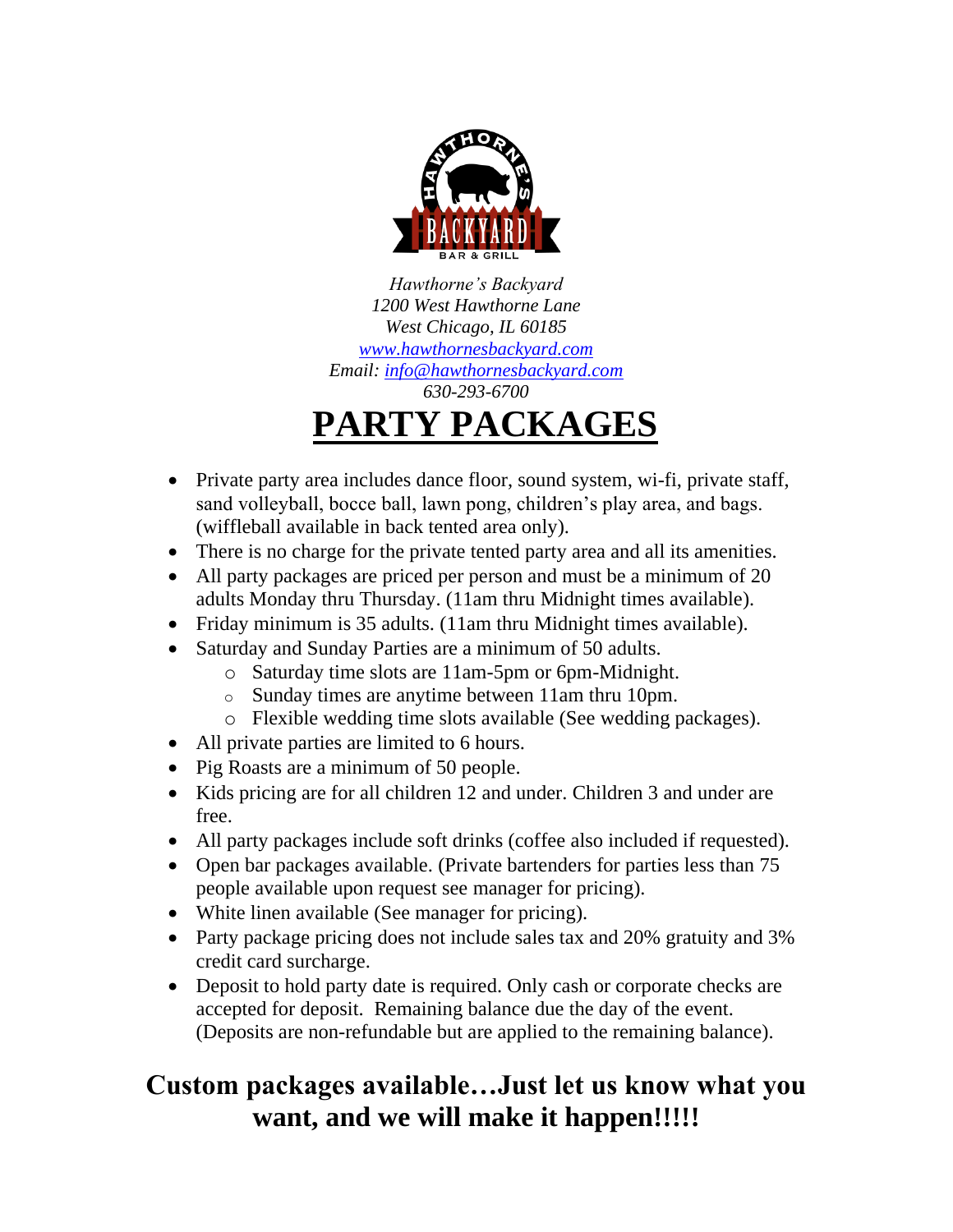*Hawthorne's Backyard*
*1200 West Hawthorne Lane*
*West Chicago, IL 60185*
*[www.hawthornesbackyard.com](http://www.hawthornesbackyard.com)*
*Email: [info@hawthornesbackyard.com](mailto:info@hawthornesbackyard.com)*
*630-293-6700*

# PARTY PACKAGES

- Private party area includes dance floor, sound system, wi-fi, private staff, sand volleyball, bocce ball, lawn pong, children's play area, and bags. (wiffleball available in back tented area only).
- There is no charge for the private tented party area and all its amenities.
- All party packages are priced per person and must be a minimum of 20 adults Monday thru Thursday. (11am thru Midnight times available).
- Friday minimum is 35 adults. (11am thru Midnight times available).
- Saturday and Sunday Parties are a minimum of 50 adults.
  - Saturday time slots are 11am-5pm or 6pm-Midnight.
  - Sunday times are anytime between 11am thru 10pm.
  - Flexible wedding time slots available (See wedding packages).
- All private parties are limited to 6 hours.
- Pig Roasts are a minimum of 50 people.
- Kids pricing are for all children 12 and under. Children 3 and under are free.
- All party packages include soft drinks (coffee also included if requested).
- Open bar packages available. (Private bartenders for parties less than 75 people available upon request see manager for pricing).
- White linen available (See manager for pricing).
- Party package pricing does not include sales tax and 20% gratuity and 3% credit card surcharge.
- Deposit to hold party date is required. Only cash or corporate checks are accepted for deposit. Remaining balance due the day of the event. (Deposits are non-refundable but are applied to the remaining balance).

## Custom packages available…Just let us know what you want, and we will make it happen!!!!!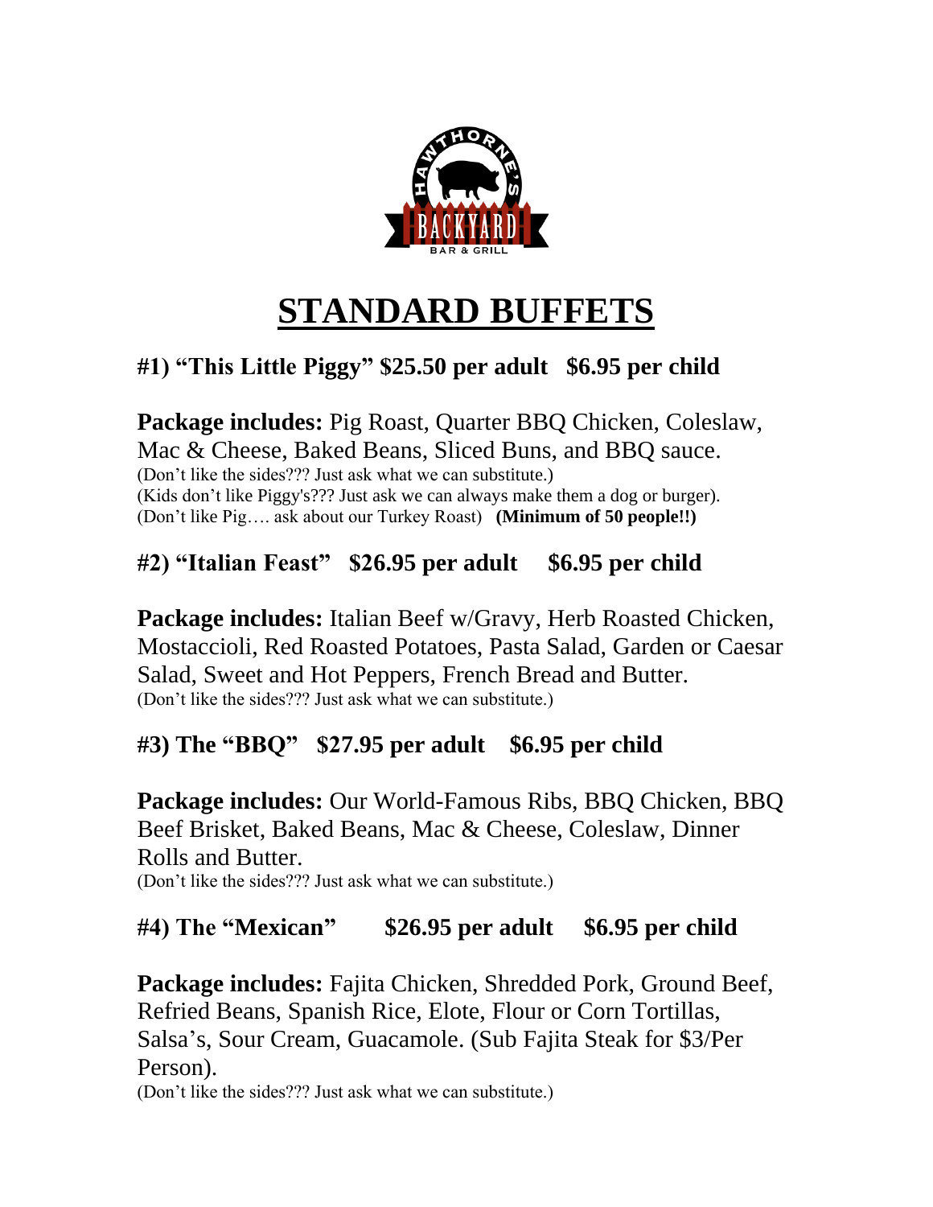# STANDARD BUFFETS

## #1) "This Little Piggy" $25.50 per adult $6.95 per child

**Package includes:** Pig Roast, Quarter BBQ Chicken, Coleslaw, Mac & Cheese, Baked Beans, Sliced Buns, and BBQ sauce.
(Don't like the sides??? Just ask what we can substitute.)
(Kids don't like Piggy's??? Just ask we can always make them a dog or burger).
(Don't like Pig…. ask about our Turkey Roast) **(Minimum of 50 people!!)**

## #2) "Italian Feast" $26.95 per adult $6.95 per child

**Package includes:** Italian Beef w/Gravy, Herb Roasted Chicken, Mostaccioli, Red Roasted Potatoes, Pasta Salad, Garden or Caesar Salad, Sweet and Hot Peppers, French Bread and Butter.
(Don't like the sides??? Just ask what we can substitute.)

## #3) The "BBQ" $27.95 per adult $6.95 per child

**Package includes:** Our World-Famous Ribs, BBQ Chicken, BBQ Beef Brisket, Baked Beans, Mac & Cheese, Coleslaw, Dinner Rolls and Butter.
(Don't like the sides??? Just ask what we can substitute.)

## #4) The "Mexican" $26.95 per adult $6.95 per child

**Package includes:** Fajita Chicken, Shredded Pork, Ground Beef, Refried Beans, Spanish Rice, Elote, Flour or Corn Tortillas, Salsa's, Sour Cream, Guacamole. (Sub Fajita Steak for $3/Per Person).
(Don't like the sides??? Just ask what we can substitute.)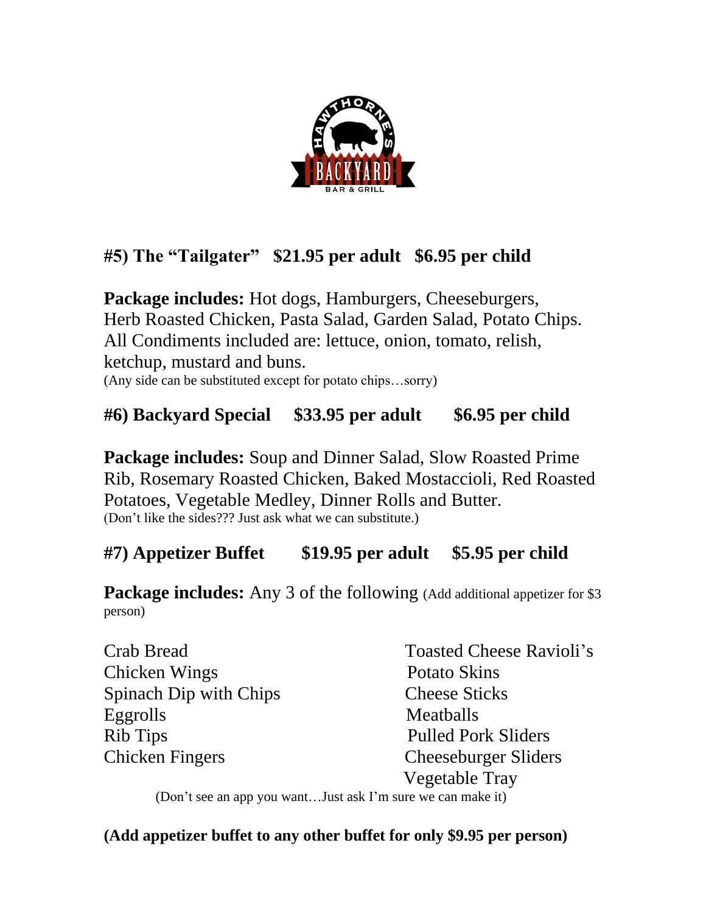## #5) The "Tailgater" $21.95 per adult $6.95 per child

**Package includes:** Hot dogs, Hamburgers, Cheeseburgers, Herb Roasted Chicken, Pasta Salad, Garden Salad, Potato Chips. All Condiments included are: lettuce, onion, tomato, relish, ketchup, mustard and buns.
(Any side can be substituted except for potato chips…sorry)

## #6) Backyard Special $33.95 per adult $6.95 per child

**Package includes:** Soup and Dinner Salad, Slow Roasted Prime Rib, Rosemary Roasted Chicken, Baked Mostaccioli, Red Roasted Potatoes, Vegetable Medley, Dinner Rolls and Butter.
(Don't like the sides??? Just ask what we can substitute.)

## #7) Appetizer Buffet $19.95 per adult $5.95 per child

**Package includes:** Any 3 of the following (Add additional appetizer for $3 person)

- Crab Bread
- Chicken Wings
- Spinach Dip with Chips
- Eggrolls
- Rib Tips
- Chicken Fingers
- Toasted Cheese Ravioli's
- Potato Skins
- Cheese Sticks
- Meatballs
- Pulled Pork Sliders
- Cheeseburger Sliders
- Vegetable Tray

(Don't see an app you want…Just ask I'm sure we can make it)

**(Add appetizer buffet to any other buffet for only $9.95 per person)**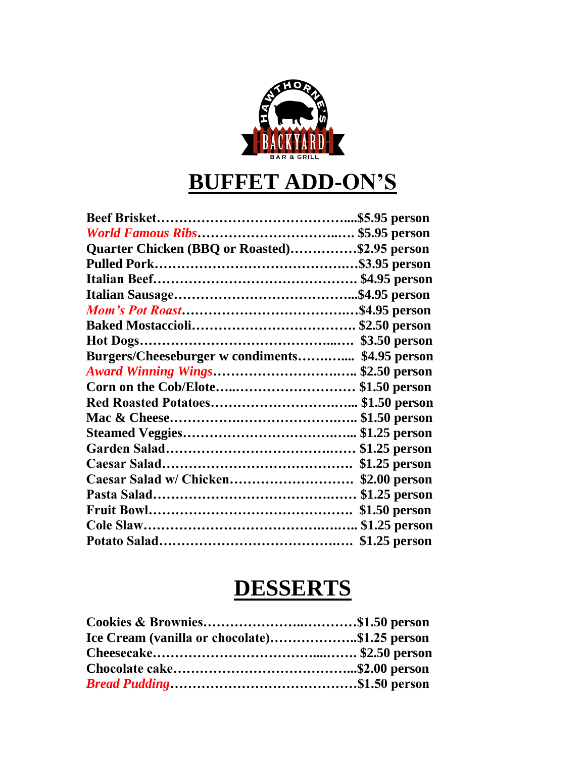# BUFFET ADD-ON'S

**Beef Brisket……………………………………...$5.95 person**
***World Famous Ribs*……………………………..…. $5.95 person**
**Quarter Chicken (BBQ or Roasted)……………$2.95 person**
**Pulled Pork……………………………………….…$3.95 person**
**Italian Beef………………………………………… $4.95 person**
**Italian Sausage………………………………….....$4.95 person**
***Mom's Pot Roast*…………………………….….$4.95 person**
**Baked Mostaccioli……………………………… $2.50 person**
**Hot Dogs……………………………………...…. $3.50 person**
**Burgers/Cheeseburger w condiments…….….... $4.95 person**
***Award Winning Wings*………………………….….. $2.50 person**
**Corn on the Cob/Elote…..……………………… $1.50 person**
**Red Roasted Potatoes………………………….... $1.50 person**
**Mac & Cheese…………………….……………….. $1.50 person**
**Steamed Veggies……………………………….... $1.25 person**
**Garden Salad…………………………………….… $1.25 person**
**Caesar Salad…………………………………… $1.25 person**
**Caesar Salad w/ Chicken……………………… $2.00 person**
**Pasta Salad……………………………………….… $1.25 person**
**Fruit Bowl……………………………………… $1.50 person**
**Cole Slaw……………………………………….….. $1.25 person**
**Potato Salad…………………………………….… $1.25 person**

# DESSERTS

**Cookies & Brownies………………….…………$1.50 person**
**Ice Cream (vanilla or chocolate)………………..$1.25 person**
**Cheesecake……………………………....……. $2.50 person**
**Chocolate cake…………………………………...$2.00 person**
***Bread Pudding*……………………………………$1.50 person**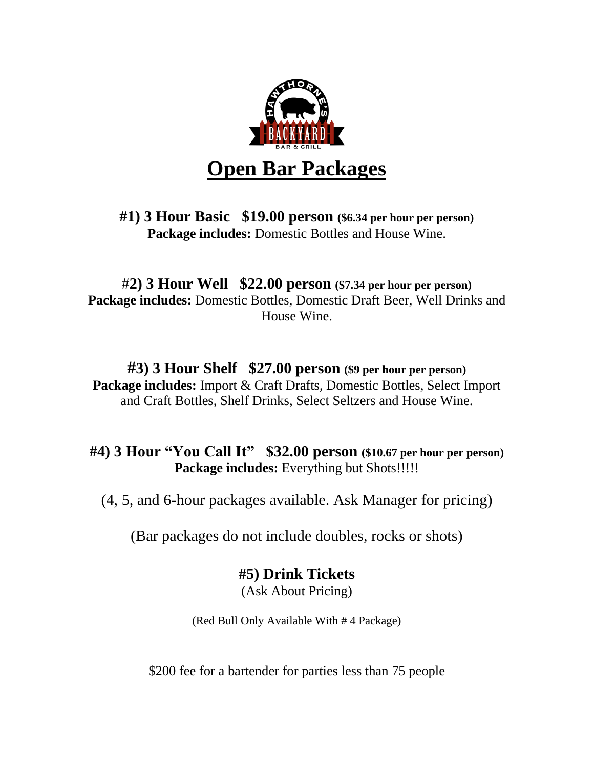# Open Bar Packages

**#1) 3 Hour Basic   $19.00 person** **($6.34 per hour per person)**
**Package includes:** Domestic Bottles and House Wine.

**#2) 3 Hour Well   $22.00 person** **($7.34 per hour per person)**
**Package includes:** Domestic Bottles, Domestic Draft Beer, Well Drinks and House Wine.

**#3) 3 Hour Shelf   $27.00 person** **($9 per hour per person)**
**Package includes:** Import & Craft Drafts, Domestic Bottles, Select Import and Craft Bottles, Shelf Drinks, Select Seltzers and House Wine.

**#4) 3 Hour "You Call It"   $32.00 person** **($10.67 per hour per person)**
**Package includes:** Everything but Shots!!!!!

(4, 5, and 6-hour packages available. Ask Manager for pricing)

(Bar packages do not include doubles, rocks or shots)

**#5) Drink Tickets**
(Ask About Pricing)

(Red Bull Only Available With # 4 Package)

$200 fee for a bartender for parties less than 75 people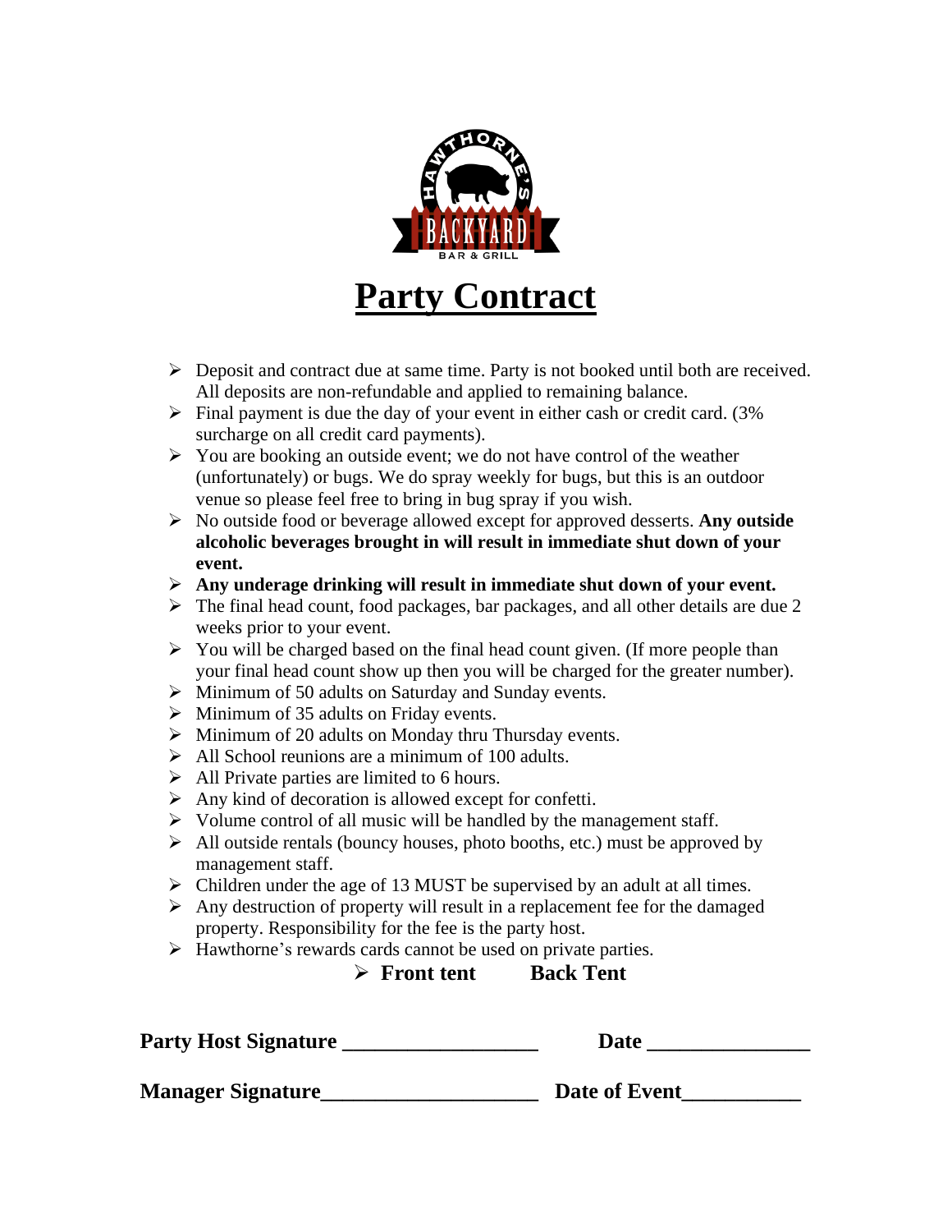HAWTHORNE'S BACKYARD BAR & GRILL

# Party Contract

- Deposit and contract due at same time. Party is not booked until both are received. All deposits are non-refundable and applied to remaining balance.
- Final payment is due the day of your event in either cash or credit card. (3% surcharge on all credit card payments).
- You are booking an outside event; we do not have control of the weather (unfortunately) or bugs. We do spray weekly for bugs, but this is an outdoor venue so please feel free to bring in bug spray if you wish.
- No outside food or beverage allowed except for approved desserts. **Any outside alcoholic beverages brought in will result in immediate shut down of your event.**
- **Any underage drinking will result in immediate shut down of your event.**
- The final head count, food packages, bar packages, and all other details are due 2 weeks prior to your event.
- You will be charged based on the final head count given. (If more people than your final head count show up then you will be charged for the greater number).
- Minimum of 50 adults on Saturday and Sunday events.
- Minimum of 35 adults on Friday events.
- Minimum of 20 adults on Monday thru Thursday events.
- All School reunions are a minimum of 100 adults.
- All Private parties are limited to 6 hours.
- Any kind of decoration is allowed except for confetti.
- Volume control of all music will be handled by the management staff.
- All outside rentals (bouncy houses, photo booths, etc.) must be approved by management staff.
- Children under the age of 13 MUST be supervised by an adult at all times.
- Any destruction of property will result in a replacement fee for the damaged property. Responsibility for the fee is the party host.
- Hawthorne's rewards cards cannot be used on private parties.
- **Front tent Back Tent**

**Party Host Signature** ________________ **Date** ______________

**Manager Signature**__________________ **Date of Event**__________